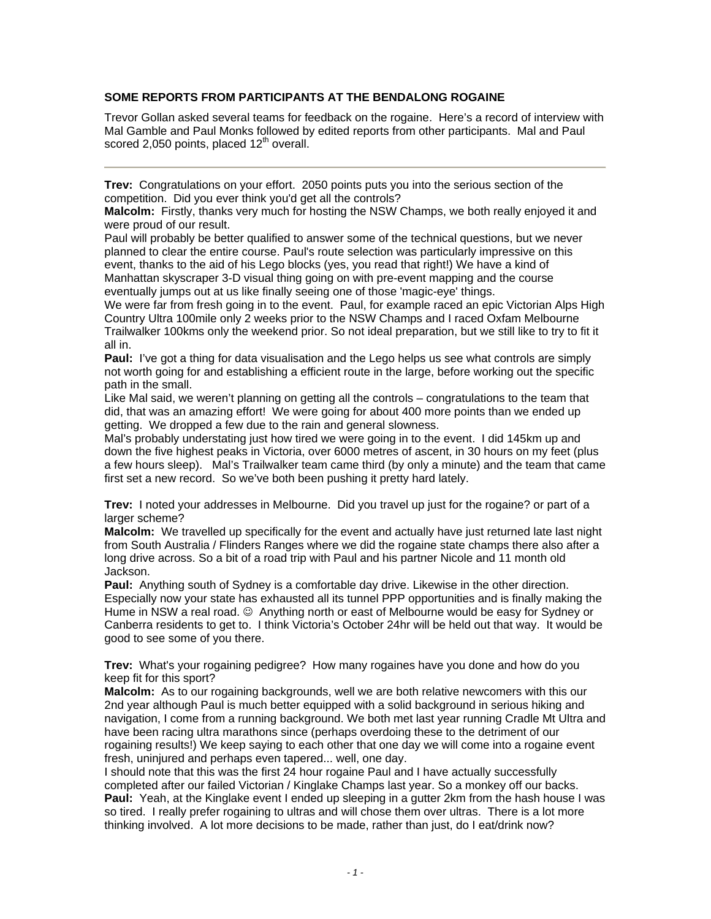## SOME REPORTS FROM PARTICIPANTS AT THE BENDALONG ROGAINE

Trevor Gollan asked several teams for feedback on the rogaine. Here's a record of interview with Mal Gamble and Paul Monks followed by edited reports from other participants. Mal and Paul scored 2,050 points, placed 12th overall.

---

**Trev:** Congratulations on your effort. 2050 points puts you into the serious section of the competition. Did you ever think you'd get all the controls?

**Malcolm:** Firstly, thanks very much for hosting the NSW Champs, we both really enjoyed it and were proud of our result.

Paul will probably be better qualified to answer some of the technical questions, but we never planned to clear the entire course. Paul's route selection was particularly impressive on this event, thanks to the aid of his Lego blocks (yes, you read that right!) We have a kind of Manhattan skyscraper 3-D visual thing going on with pre-event mapping and the course eventually jumps out at us like finally seeing one of those 'magic-eye' things.

We were far from fresh going in to the event. Paul, for example raced an epic Victorian Alps High Country Ultra 100mile only 2 weeks prior to the NSW Champs and I raced Oxfam Melbourne Trailwalker 100kms only the weekend prior. So not ideal preparation, but we still like to try to fit it all in.

**Paul:** I've got a thing for data visualisation and the Lego helps us see what controls are simply not worth going for and establishing a efficient route in the large, before working out the specific path in the small.

Like Mal said, we weren't planning on getting all the controls – congratulations to the team that did, that was an amazing effort! We were going for about 400 more points than we ended up getting. We dropped a few due to the rain and general slowness.

Mal's probably understating just how tired we were going in to the event. I did 145km up and down the five highest peaks in Victoria, over 6000 metres of ascent, in 30 hours on my feet (plus a few hours sleep). Mal's Trailwalker team came third (by only a minute) and the team that came first set a new record. So we've both been pushing it pretty hard lately.

**Trev:** I noted your addresses in Melbourne. Did you travel up just for the rogaine? or part of a larger scheme?

**Malcolm:** We travelled up specifically for the event and actually have just returned late last night from South Australia / Flinders Ranges where we did the rogaine state champs there also after a long drive across. So a bit of a road trip with Paul and his partner Nicole and 11 month old Jackson.

**Paul:** Anything south of Sydney is a comfortable day drive. Likewise in the other direction. Especially now your state has exhausted all its tunnel PPP opportunities and is finally making the Hume in NSW a real road. ☺ Anything north or east of Melbourne would be easy for Sydney or Canberra residents to get to. I think Victoria's October 24hr will be held out that way. It would be good to see some of you there.

**Trev:** What's your rogaining pedigree? How many rogaines have you done and how do you keep fit for this sport?

**Malcolm:** As to our rogaining backgrounds, well we are both relative newcomers with this our 2nd year although Paul is much better equipped with a solid background in serious hiking and navigation, I come from a running background. We both met last year running Cradle Mt Ultra and have been racing ultra marathons since (perhaps overdoing these to the detriment of our rogaining results!) We keep saying to each other that one day we will come into a rogaine event fresh, uninjured and perhaps even tapered... well, one day.

I should note that this was the first 24 hour rogaine Paul and I have actually successfully completed after our failed Victorian / Kinglake Champs last year. So a monkey off our backs.

**Paul:** Yeah, at the Kinglake event I ended up sleeping in a gutter 2km from the hash house I was so tired. I really prefer rogaining to ultras and will chose them over ultras. There is a lot more thinking involved. A lot more decisions to be made, rather than just, do I eat/drink now?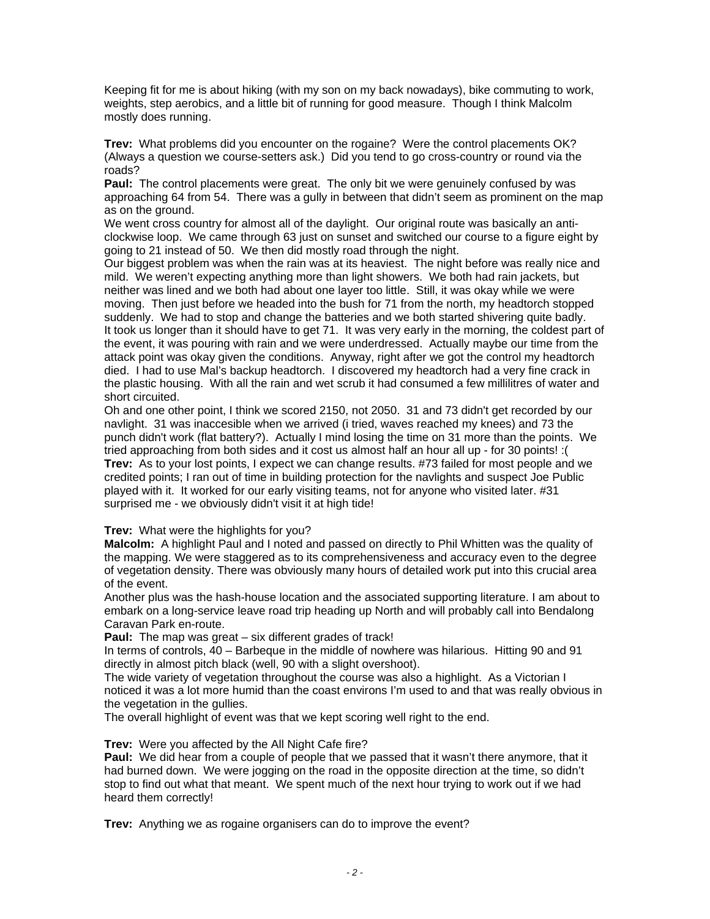Keeping fit for me is about hiking (with my son on my back nowadays), bike commuting to work, weights, step aerobics, and a little bit of running for good measure. Though I think Malcolm mostly does running.

**Trev:** What problems did you encounter on the rogaine? Were the control placements OK? (Always a question we course-setters ask.) Did you tend to go cross-country or round via the roads?
**Paul:** The control placements were great. The only bit we were genuinely confused by was approaching 64 from 54. There was a gully in between that didn't seem as prominent on the map as on the ground.
We went cross country for almost all of the daylight. Our original route was basically an anti-clockwise loop. We came through 63 just on sunset and switched our course to a figure eight by going to 21 instead of 50. We then did mostly road through the night.
Our biggest problem was when the rain was at its heaviest. The night before was really nice and mild. We weren't expecting anything more than light showers. We both had rain jackets, but neither was lined and we both had about one layer too little. Still, it was okay while we were moving. Then just before we headed into the bush for 71 from the north, my headtorch stopped suddenly. We had to stop and change the batteries and we both started shivering quite badly. It took us longer than it should have to get 71. It was very early in the morning, the coldest part of the event, it was pouring with rain and we were underdressed. Actually maybe our time from the attack point was okay given the conditions. Anyway, right after we got the control my headtorch died. I had to use Mal's backup headtorch. I discovered my headtorch had a very fine crack in the plastic housing. With all the rain and wet scrub it had consumed a few millilitres of water and short circuited.
Oh and one other point, I think we scored 2150, not 2050. 31 and 73 didn't get recorded by our navlight. 31 was inaccesible when we arrived (i tried, waves reached my knees) and 73 the punch didn't work (flat battery?). Actually I mind losing the time on 31 more than the points. We tried approaching from both sides and it cost us almost half an hour all up - for 30 points! :(
**Trev:** As to your lost points, I expect we can change results. #73 failed for most people and we credited points; I ran out of time in building protection for the navlights and suspect Joe Public played with it. It worked for our early visiting teams, not for anyone who visited later. #31 surprised me - we obviously didn't visit it at high tide!

**Trev:** What were the highlights for you?
**Malcolm:** A highlight Paul and I noted and passed on directly to Phil Whitten was the quality of the mapping. We were staggered as to its comprehensiveness and accuracy even to the degree of vegetation density. There was obviously many hours of detailed work put into this crucial area of the event.
Another plus was the hash-house location and the associated supporting literature. I am about to embark on a long-service leave road trip heading up North and will probably call into Bendalong Caravan Park en-route.
**Paul:** The map was great – six different grades of track!
In terms of controls, 40 – Barbeque in the middle of nowhere was hilarious. Hitting 90 and 91 directly in almost pitch black (well, 90 with a slight overshoot).
The wide variety of vegetation throughout the course was also a highlight. As a Victorian I noticed it was a lot more humid than the coast environs I'm used to and that was really obvious in the vegetation in the gullies.
The overall highlight of event was that we kept scoring well right to the end.

**Trev:** Were you affected by the All Night Cafe fire?
**Paul:** We did hear from a couple of people that we passed that it wasn't there anymore, that it had burned down. We were jogging on the road in the opposite direction at the time, so didn't stop to find out what that meant. We spent much of the next hour trying to work out if we had heard them correctly!

**Trev:** Anything we as rogaine organisers can do to improve the event?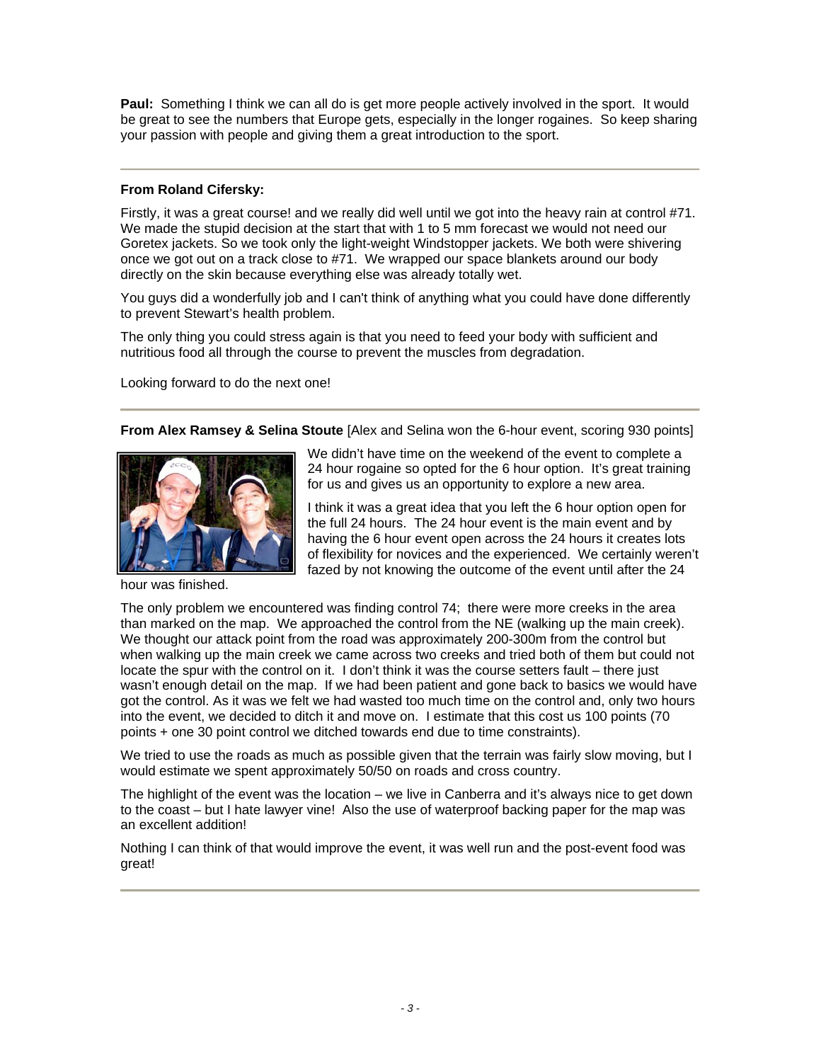**Paul:** Something I think we can all do is get more people actively involved in the sport. It would be great to see the numbers that Europe gets, especially in the longer rogaines. So keep sharing your passion with people and giving them a great introduction to the sport.

---

**From Roland Cifersky:**

Firstly, it was a great course! and we really did well until we got into the heavy rain at control #71. We made the stupid decision at the start that with 1 to 5 mm forecast we would not need our Goretex jackets. So we took only the light-weight Windstopper jackets. We both were shivering once we got out on a track close to #71. We wrapped our space blankets around our body directly on the skin because everything else was already totally wet.

You guys did a wonderfully job and I can't think of anything what you could have done differently to prevent Stewart's health problem.

The only thing you could stress again is that you need to feed your body with sufficient and nutritious food all through the course to prevent the muscles from degradation.

Looking forward to do the next one!

---

**From Alex Ramsey & Selina Stoute** [Alex and Selina won the 6-hour event, scoring 930 points]

We didn't have time on the weekend of the event to complete a 24 hour rogaine so opted for the 6 hour option. It's great training for us and gives us an opportunity to explore a new area.

I think it was a great idea that you left the 6 hour option open for the full 24 hours. The 24 hour event is the main event and by having the 6 hour event open across the 24 hours it creates lots of flexibility for novices and the experienced. We certainly weren't fazed by not knowing the outcome of the event until after the 24 hour was finished.

The only problem we encountered was finding control 74; there were more creeks in the area than marked on the map. We approached the control from the NE (walking up the main creek). We thought our attack point from the road was approximately 200-300m from the control but when walking up the main creek we came across two creeks and tried both of them but could not locate the spur with the control on it. I don't think it was the course setters fault – there just wasn't enough detail on the map. If we had been patient and gone back to basics we would have got the control. As it was we felt we had wasted too much time on the control and, only two hours into the event, we decided to ditch it and move on. I estimate that this cost us 100 points (70 points + one 30 point control we ditched towards end due to time constraints).

We tried to use the roads as much as possible given that the terrain was fairly slow moving, but I would estimate we spent approximately 50/50 on roads and cross country.

The highlight of the event was the location – we live in Canberra and it's always nice to get down to the coast – but I hate lawyer vine! Also the use of waterproof backing paper for the map was an excellent addition!

Nothing I can think of that would improve the event, it was well run and the post-event food was great!

---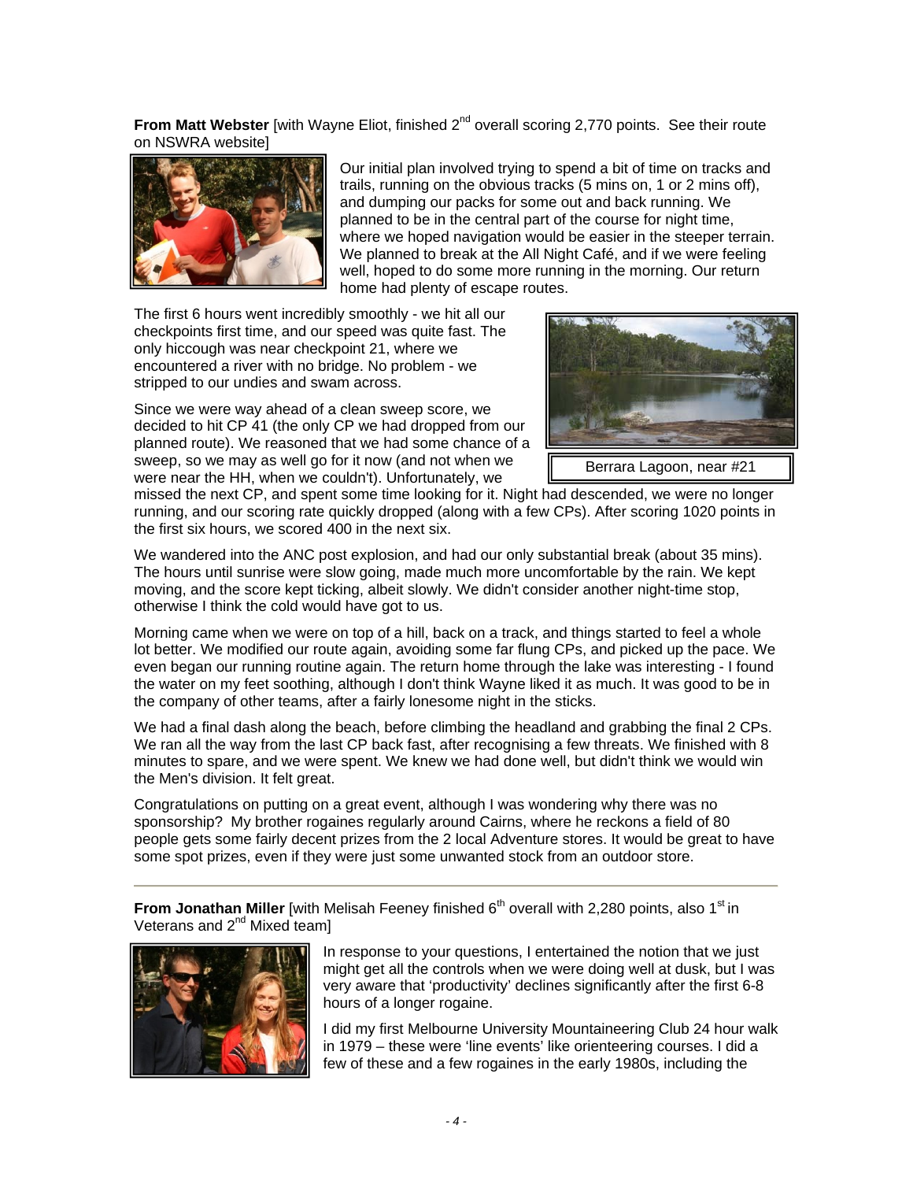**From Matt Webster** [with Wayne Eliot, finished 2nd overall scoring 2,770 points. See their route on NSWRA website]

Our initial plan involved trying to spend a bit of time on tracks and trails, running on the obvious tracks (5 mins on, 1 or 2 mins off), and dumping our packs for some out and back running. We planned to be in the central part of the course for night time, where we hoped navigation would be easier in the steeper terrain. We planned to break at the All Night Café, and if we were feeling well, hoped to do some more running in the morning. Our return home had plenty of escape routes.

The first 6 hours went incredibly smoothly - we hit all our checkpoints first time, and our speed was quite fast. The only hiccough was near checkpoint 21, where we encountered a river with no bridge. No problem - we stripped to our undies and swam across.

Berrara Lagoon, near #21

Since we were way ahead of a clean sweep score, we decided to hit CP 41 (the only CP we had dropped from our planned route). We reasoned that we had some chance of a sweep, so we may as well go for it now (and not when we were near the HH, when we couldn't). Unfortunately, we missed the next CP, and spent some time looking for it. Night had descended, we were no longer running, and our scoring rate quickly dropped (along with a few CPs). After scoring 1020 points in the first six hours, we scored 400 in the next six.

We wandered into the ANC post explosion, and had our only substantial break (about 35 mins). The hours until sunrise were slow going, made much more uncomfortable by the rain. We kept moving, and the score kept ticking, albeit slowly. We didn't consider another night-time stop, otherwise I think the cold would have got to us.

Morning came when we were on top of a hill, back on a track, and things started to feel a whole lot better. We modified our route again, avoiding some far flung CPs, and picked up the pace. We even began our running routine again. The return home through the lake was interesting - I found the water on my feet soothing, although I don't think Wayne liked it as much. It was good to be in the company of other teams, after a fairly lonesome night in the sticks.

We had a final dash along the beach, before climbing the headland and grabbing the final 2 CPs. We ran all the way from the last CP back fast, after recognising a few threats. We finished with 8 minutes to spare, and we were spent. We knew we had done well, but didn't think we would win the Men's division. It felt great.

Congratulations on putting on a great event, although I was wondering why there was no sponsorship? My brother rogaines regularly around Cairns, where he reckons a field of 80 people gets some fairly decent prizes from the 2 local Adventure stores. It would be great to have some spot prizes, even if they were just some unwanted stock from an outdoor store.

---

**From Jonathan Miller** [with Melisah Feeney finished 6th overall with 2,280 points, also 1st in Veterans and 2nd Mixed team]

In response to your questions, I entertained the notion that we just might get all the controls when we were doing well at dusk, but I was very aware that 'productivity' declines significantly after the first 6-8 hours of a longer rogaine.

I did my first Melbourne University Mountaineering Club 24 hour walk in 1979 – these were 'line events' like orienteering courses. I did a few of these and a few rogaines in the early 1980s, including the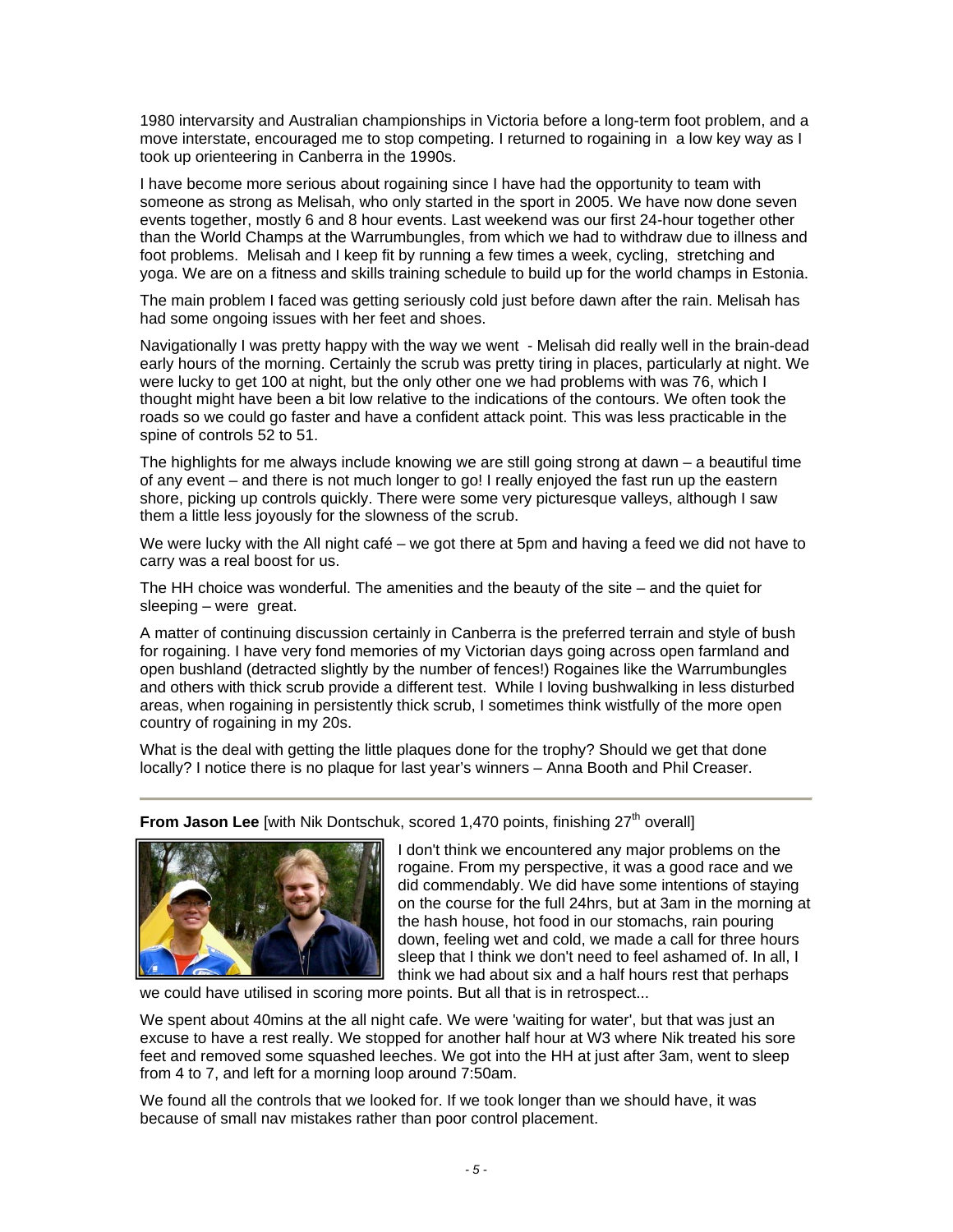1980 intervarsity and Australian championships in Victoria before a long-term foot problem, and a move interstate, encouraged me to stop competing. I returned to rogaining in a low key way as I took up orienteering in Canberra in the 1990s.

I have become more serious about rogaining since I have had the opportunity to team with someone as strong as Melisah, who only started in the sport in 2005. We have now done seven events together, mostly 6 and 8 hour events. Last weekend was our first 24-hour together other than the World Champs at the Warrumbungles, from which we had to withdraw due to illness and foot problems. Melisah and I keep fit by running a few times a week, cycling, stretching and yoga. We are on a fitness and skills training schedule to build up for the world champs in Estonia.

The main problem I faced was getting seriously cold just before dawn after the rain. Melisah has had some ongoing issues with her feet and shoes.

Navigationally I was pretty happy with the way we went - Melisah did really well in the brain-dead early hours of the morning. Certainly the scrub was pretty tiring in places, particularly at night. We were lucky to get 100 at night, but the only other one we had problems with was 76, which I thought might have been a bit low relative to the indications of the contours. We often took the roads so we could go faster and have a confident attack point. This was less practicable in the spine of controls 52 to 51.

The highlights for me always include knowing we are still going strong at dawn – a beautiful time of any event – and there is not much longer to go! I really enjoyed the fast run up the eastern shore, picking up controls quickly. There were some very picturesque valleys, although I saw them a little less joyously for the slowness of the scrub.

We were lucky with the All night café – we got there at 5pm and having a feed we did not have to carry was a real boost for us.

The HH choice was wonderful. The amenities and the beauty of the site – and the quiet for sleeping – were great.

A matter of continuing discussion certainly in Canberra is the preferred terrain and style of bush for rogaining. I have very fond memories of my Victorian days going across open farmland and open bushland (detracted slightly by the number of fences!) Rogaines like the Warrumbungles and others with thick scrub provide a different test. While I loving bushwalking in less disturbed areas, when rogaining in persistently thick scrub, I sometimes think wistfully of the more open country of rogaining in my 20s.

What is the deal with getting the little plaques done for the trophy? Should we get that done locally? I notice there is no plaque for last year's winners – Anna Booth and Phil Creaser.

---

**From Jason Lee** [with Nik Dontschuk, scored 1,470 points, finishing 27th overall]

I don't think we encountered any major problems on the rogaine. From my perspective, it was a good race and we did commendably. We did have some intentions of staying on the course for the full 24hrs, but at 3am in the morning at the hash house, hot food in our stomachs, rain pouring down, feeling wet and cold, we made a call for three hours sleep that I think we don't need to feel ashamed of. In all, I think we had about six and a half hours rest that perhaps we could have utilised in scoring more points. But all that is in retrospect...

We spent about 40mins at the all night cafe. We were 'waiting for water', but that was just an excuse to have a rest really. We stopped for another half hour at W3 where Nik treated his sore feet and removed some squashed leeches. We got into the HH at just after 3am, went to sleep from 4 to 7, and left for a morning loop around 7:50am.

We found all the controls that we looked for. If we took longer than we should have, it was because of small nav mistakes rather than poor control placement.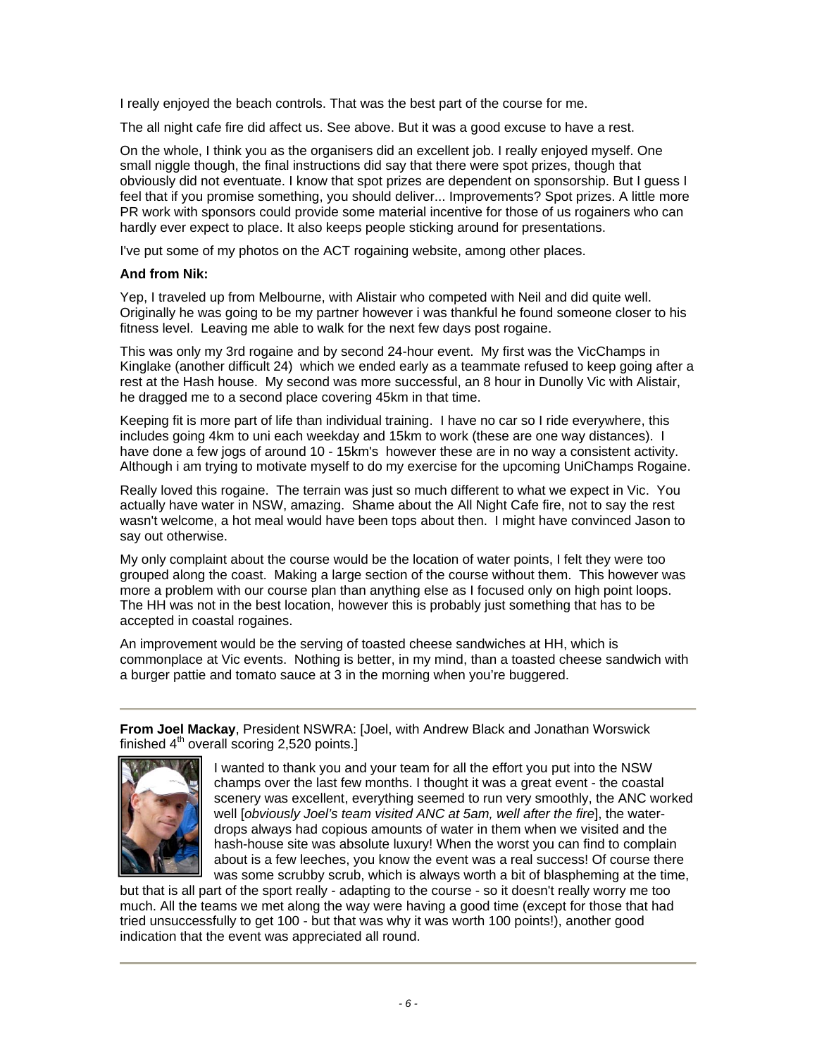I really enjoyed the beach controls. That was the best part of the course for me.

The all night cafe fire did affect us. See above. But it was a good excuse to have a rest.

On the whole, I think you as the organisers did an excellent job. I really enjoyed myself. One small niggle though, the final instructions did say that there were spot prizes, though that obviously did not eventuate. I know that spot prizes are dependent on sponsorship. But I guess I feel that if you promise something, you should deliver... Improvements? Spot prizes. A little more PR work with sponsors could provide some material incentive for those of us rogainers who can hardly ever expect to place. It also keeps people sticking around for presentations.

I've put some of my photos on the ACT rogaining website, among other places.

**And from Nik:**

Yep, I traveled up from Melbourne, with Alistair who competed with Neil and did quite well. Originally he was going to be my partner however i was thankful he found someone closer to his fitness level. Leaving me able to walk for the next few days post rogaine.

This was only my 3rd rogaine and by second 24-hour event. My first was the VicChamps in Kinglake (another difficult 24) which we ended early as a teammate refused to keep going after a rest at the Hash house. My second was more successful, an 8 hour in Dunolly Vic with Alistair, he dragged me to a second place covering 45km in that time.

Keeping fit is more part of life than individual training. I have no car so I ride everywhere, this includes going 4km to uni each weekday and 15km to work (these are one way distances). I have done a few jogs of around 10 - 15km's however these are in no way a consistent activity. Although i am trying to motivate myself to do my exercise for the upcoming UniChamps Rogaine.

Really loved this rogaine. The terrain was just so much different to what we expect in Vic. You actually have water in NSW, amazing. Shame about the All Night Cafe fire, not to say the rest wasn't welcome, a hot meal would have been tops about then. I might have convinced Jason to say out otherwise.

My only complaint about the course would be the location of water points, I felt they were too grouped along the coast. Making a large section of the course without them. This however was more a problem with our course plan than anything else as I focused only on high point loops. The HH was not in the best location, however this is probably just something that has to be accepted in coastal rogaines.

An improvement would be the serving of toasted cheese sandwiches at HH, which is commonplace at Vic events. Nothing is better, in my mind, than a toasted cheese sandwich with a burger pattie and tomato sauce at 3 in the morning when you're buggered.

---

**From Joel Mackay**, President NSWRA: [Joel, with Andrew Black and Jonathan Worswick finished 4th overall scoring 2,520 points.]

I wanted to thank you and your team for all the effort you put into the NSW champs over the last few months. I thought it was a great event - the coastal scenery was excellent, everything seemed to run very smoothly, the ANC worked well [*obviously Joel's team visited ANC at 5am, well after the fire*], the water-drops always had copious amounts of water in them when we visited and the hash-house site was absolute luxury! When the worst you can find to complain about is a few leeches, you know the event was a real success! Of course there was some scrubby scrub, which is always worth a bit of blaspheming at the time, but that is all part of the sport really - adapting to the course - so it doesn't really worry me too much. All the teams we met along the way were having a good time (except for those that had tried unsuccessfully to get 100 - but that was why it was worth 100 points!), another good indication that the event was appreciated all round.

---